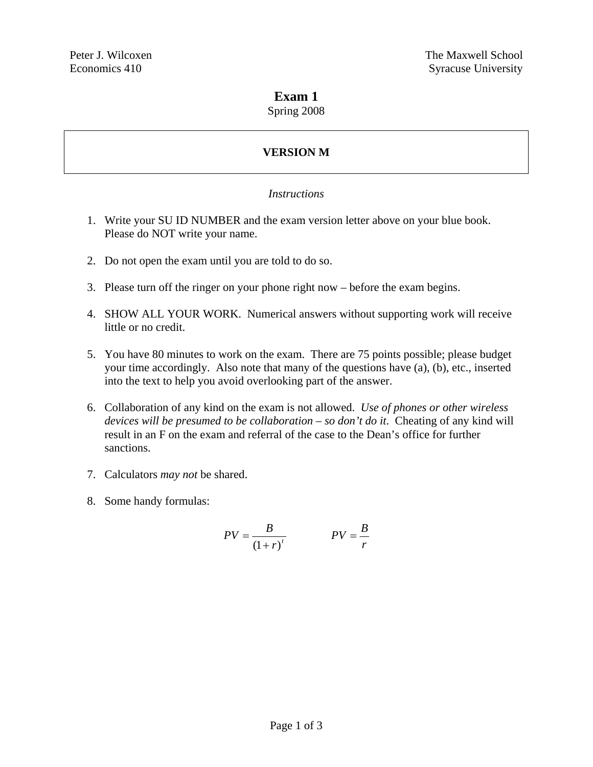Peter J. Wilcoxen
Economics 410

The Maxwell School
Syracuse University

# Exam 1

Spring 2008

**VERSION M**

*Instructions*

1. Write your SU ID NUMBER and the exam version letter above on your blue book. Please do NOT write your name.

2. Do not open the exam until you are told to do so.

3. Please turn off the ringer on your phone right now – before the exam begins.

4. SHOW ALL YOUR WORK. Numerical answers without supporting work will receive little or no credit.

5. You have 80 minutes to work on the exam. There are 75 points possible; please budget your time accordingly. Also note that many of the questions have (a), (b), etc., inserted into the text to help you avoid overlooking part of the answer.

6. Collaboration of any kind on the exam is not allowed. *Use of phones or other wireless devices will be presumed to be collaboration – so don't do it*. Cheating of any kind will result in an F on the exam and referral of the case to the Dean's office for further sanctions.

7. Calculators *may not* be shared.

8. Some handy formulas:

$$PV = \frac{B}{(1+r)^t} \qquad\qquad PV = \frac{B}{r}$$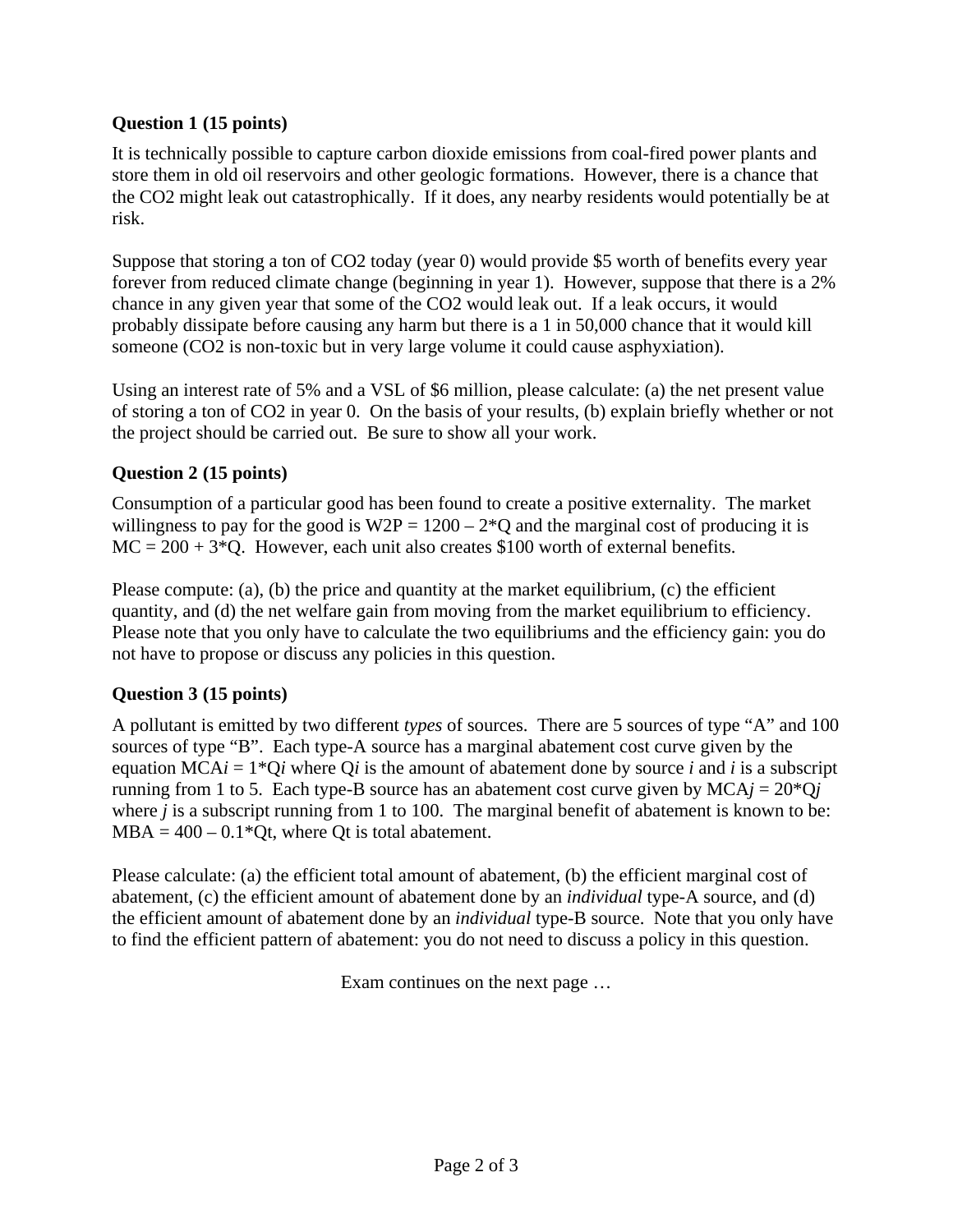**Question 1 (15 points)**

It is technically possible to capture carbon dioxide emissions from coal-fired power plants and store them in old oil reservoirs and other geologic formations. However, there is a chance that the $CO_2$ might leak out catastrophically. If it does, any nearby residents would potentially be at risk.

Suppose that storing a ton of $CO_2$ today (year 0) would provide \$5 worth of benefits every year forever from reduced climate change (beginning in year 1). However, suppose that there is a 2% chance in any given year that some of the $CO_2$ would leak out. If a leak occurs, it would probably dissipate before causing any harm but there is a 1 in 50,000 chance that it would kill someone ($CO_2$ is non-toxic but in very large volume it could cause asphyxiation).

Using an interest rate of 5% and a VSL of \$6 million, please calculate: (a) the net present value of storing a ton of $CO_2$ in year 0. On the basis of your results, (b) explain briefly whether or not the project should be carried out. Be sure to show all your work.

**Question 2 (15 points)**

Consumption of a particular good has been found to create a positive externality. The market willingness to pay for the good is $W2P = 1200 - 2*Q$ and the marginal cost of producing it is $MC = 200 + 3*Q$. However, each unit also creates \$100 worth of external benefits.

Please compute: (a), (b) the price and quantity at the market equilibrium, (c) the efficient quantity, and (d) the net welfare gain from moving from the market equilibrium to efficiency. Please note that you only have to calculate the two equilibriums and the efficiency gain: you do not have to propose or discuss any policies in this question.

**Question 3 (15 points)**

A pollutant is emitted by two different *types* of sources. There are 5 sources of type "A" and 100 sources of type "B". Each type-A source has a marginal abatement cost curve given by the equation $MCA_i = 1*Q_i$ where $Q_i$ is the amount of abatement done by source *i* and *i* is a subscript running from 1 to 5. Each type-B source has an abatement cost curve given by $MCA_j = 20*Q_j$ where *j* is a subscript running from 1 to 100. The marginal benefit of abatement is known to be: $MBA = 400 - 0.1*Qt$, where Qt is total abatement.

Please calculate: (a) the efficient total amount of abatement, (b) the efficient marginal cost of abatement, (c) the efficient amount of abatement done by an *individual* type-A source, and (d) the efficient amount of abatement done by an *individual* type-B source. Note that you only have to find the efficient pattern of abatement: you do not need to discuss a policy in this question.

Exam continues on the next page …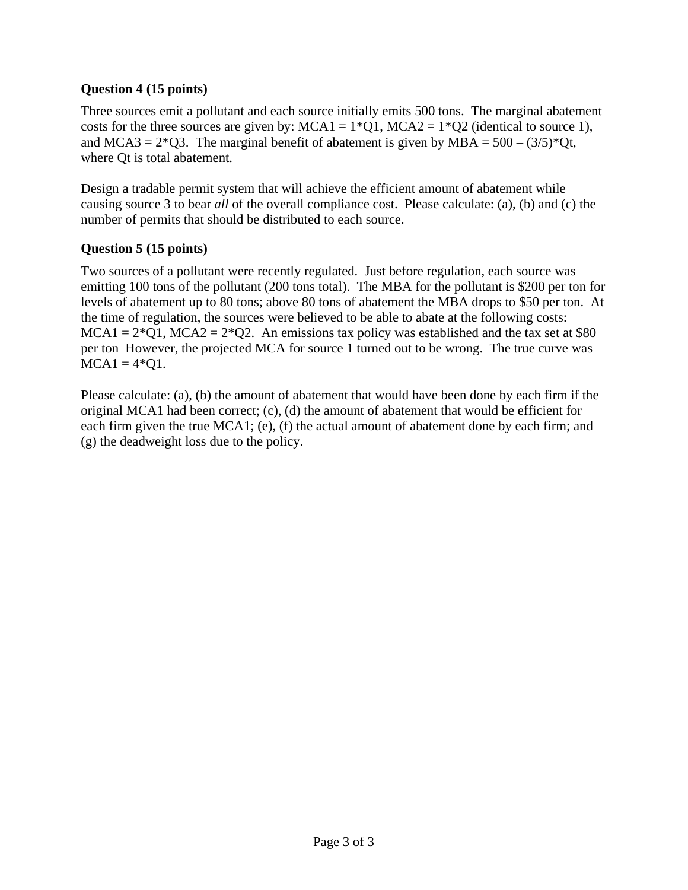**Question 4 (15 points)**

Three sources emit a pollutant and each source initially emits 500 tons. The marginal abatement costs for the three sources are given by: $MCA1 = 1*Q1$, $MCA2 = 1*Q2$ (identical to source 1), and $MCA3 = 2*Q3$. The marginal benefit of abatement is given by $MBA = 500 – (3/5)*Qt$, where Qt is total abatement.

Design a tradable permit system that will achieve the efficient amount of abatement while causing source 3 to bear *all* of the overall compliance cost. Please calculate: (a), (b) and (c) the number of permits that should be distributed to each source.

**Question 5 (15 points)**

Two sources of a pollutant were recently regulated. Just before regulation, each source was emitting 100 tons of the pollutant (200 tons total). The MBA for the pollutant is $200 per ton for levels of abatement up to 80 tons; above 80 tons of abatement the MBA drops to $50 per ton. At the time of regulation, the sources were believed to be able to abate at the following costs: $MCA1 = 2*Q1$, $MCA2 = 2*Q2$. An emissions tax policy was established and the tax set at $80 per ton However, the projected MCA for source 1 turned out to be wrong. The true curve was $MCA1 = 4*Q1$.

Please calculate: (a), (b) the amount of abatement that would have been done by each firm if the original MCA1 had been correct; (c), (d) the amount of abatement that would be efficient for each firm given the true MCA1; (e), (f) the actual amount of abatement done by each firm; and (g) the deadweight loss due to the policy.